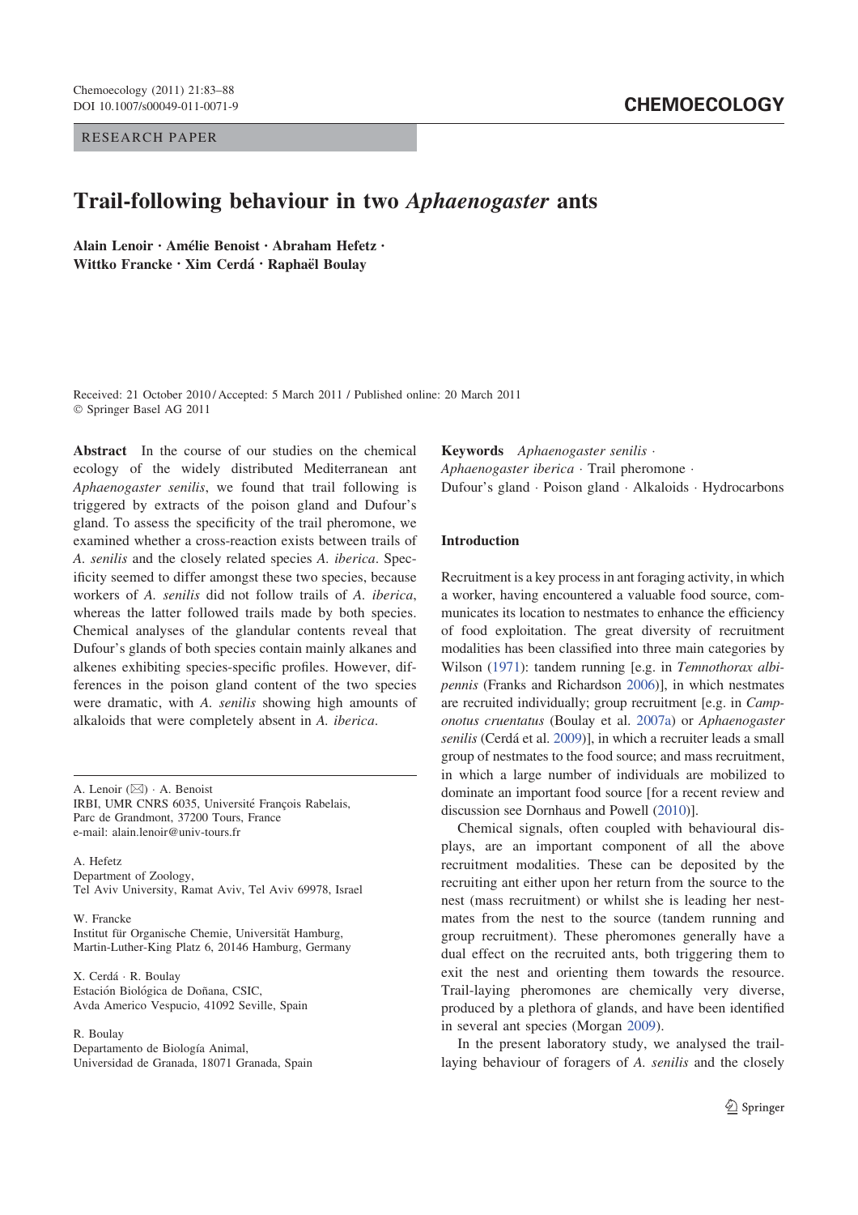RESEARCH PAPER

# Trail-following behaviour in two *Aphaenogaster* ants

**Alain Lenoir · Amélie Benoist · Abraham Hefetz · Wittko Francke · Xim Cerdá · Raphaël Boulay**

Received: 21 October 2010 / Accepted: 5 March 2011 / Published online: 20 March 2011
© Springer Basel AG 2011

**Abstract** In the course of our studies on the chemical ecology of the widely distributed Mediterranean ant *Aphaenogaster senilis*, we found that trail following is triggered by extracts of the poison gland and Dufour's gland. To assess the specificity of the trail pheromone, we examined whether a cross-reaction exists between trails of *A. senilis* and the closely related species *A. iberica*. Specificity seemed to differ amongst these two species, because workers of *A. senilis* did not follow trails of *A. iberica*, whereas the latter followed trails made by both species. Chemical analyses of the glandular contents reveal that Dufour's glands of both species contain mainly alkanes and alkenes exhibiting species-specific profiles. However, differences in the poison gland content of the two species were dramatic, with *A. senilis* showing high amounts of alkaloids that were completely absent in *A. iberica*.

**Keywords** *Aphaenogaster senilis* · *Aphaenogaster iberica* · Trail pheromone · Dufour's gland · Poison gland · Alkaloids · Hydrocarbons

A. Lenoir (✉) · A. Benoist
IRBI, UMR CNRS 6035, Université François Rabelais, Parc de Grandmont, 37200 Tours, France
e-mail: alain.lenoir@univ-tours.fr

A. Hefetz
Department of Zoology, Tel Aviv University, Ramat Aviv, Tel Aviv 69978, Israel

W. Francke
Institut für Organische Chemie, Universität Hamburg, Martin-Luther-King Platz 6, 20146 Hamburg, Germany

X. Cerdá · R. Boulay
Estación Biológica de Doñana, CSIC, Avda Americo Vespucio, 41092 Seville, Spain

R. Boulay
Departamento de Biología Animal, Universidad de Granada, 18071 Granada, Spain

## Introduction

Recruitment is a key process in ant foraging activity, in which a worker, having encountered a valuable food source, communicates its location to nestmates to enhance the efficiency of food exploitation. The great diversity of recruitment modalities has been classified into three main categories by Wilson (1971): tandem running [e.g. in *Temnothorax albipennis* (Franks and Richardson 2006)], in which nestmates are recruited individually; group recruitment [e.g. in *Camponotus cruentatus* (Boulay et al. 2007a) or *Aphaenogaster senilis* (Cerdá et al. 2009)], in which a recruiter leads a small group of nestmates to the food source; and mass recruitment, in which a large number of individuals are mobilized to dominate an important food source [for a recent review and discussion see Dornhaus and Powell (2010)].

Chemical signals, often coupled with behavioural displays, are an important component of all the above recruitment modalities. These can be deposited by the recruiting ant either upon her return from the source to the nest (mass recruitment) or whilst she is leading her nestmates from the nest to the source (tandem running and group recruitment). These pheromones generally have a dual effect on the recruited ants, both triggering them to exit the nest and orienting them towards the resource. Trail-laying pheromones are chemically very diverse, produced by a plethora of glands, and have been identified in several ant species (Morgan 2009).

In the present laboratory study, we analysed the trail-laying behaviour of foragers of *A. senilis* and the closely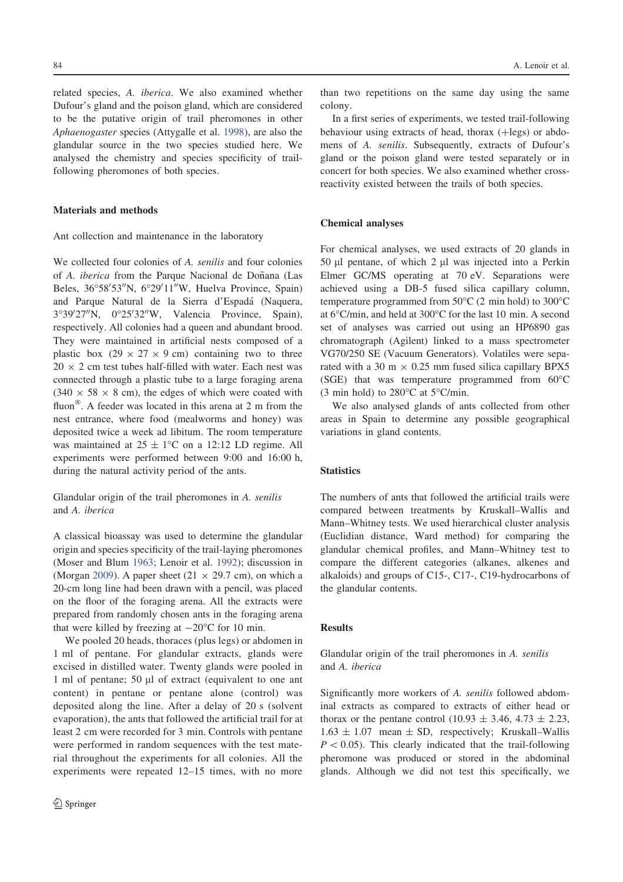related species, *A. iberica*. We also examined whether Dufour's gland and the poison gland, which are considered to be the putative origin of trail pheromones in other *Aphaenogaster* species (Attygalle et al. 1998), are also the glandular source in the two species studied here. We analysed the chemistry and species specificity of trail-following pheromones of both species.

## Materials and methods

### Ant collection and maintenance in the laboratory

We collected four colonies of *A. senilis* and four colonies of *A. iberica* from the Parque Nacional de Doñana (Las Beles, 36°58′53″N, 6°29′11″W, Huelva Province, Spain) and Parque Natural de la Sierra d'Espadá (Naquera, 3°39′27″N, 0°25′32″W, Valencia Province, Spain), respectively. All colonies had a queen and abundant brood. They were maintained in artificial nests composed of a plastic box (29 × 27 × 9 cm) containing two to three 20 × 2 cm test tubes half-filled with water. Each nest was connected through a plastic tube to a large foraging arena (340 × 58 × 8 cm), the edges of which were coated with fluon®. A feeder was located in this arena at 2 m from the nest entrance, where food (mealworms and honey) was deposited twice a week ad libitum. The room temperature was maintained at 25 ± 1°C on a 12:12 LD regime. All experiments were performed between 9:00 and 16:00 h, during the natural activity period of the ants.

### Glandular origin of the trail pheromones in *A. senilis* and *A. iberica*

A classical bioassay was used to determine the glandular origin and species specificity of the trail-laying pheromones (Moser and Blum 1963; Lenoir et al. 1992); discussion in (Morgan 2009). A paper sheet (21 × 29.7 cm), on which a 20-cm long line had been drawn with a pencil, was placed on the floor of the foraging arena. All the extracts were prepared from randomly chosen ants in the foraging arena that were killed by freezing at −20°C for 10 min.

We pooled 20 heads, thoraces (plus legs) or abdomen in 1 ml of pentane. For glandular extracts, glands were excised in distilled water. Twenty glands were pooled in 1 ml of pentane; 50 µl of extract (equivalent to one ant content) in pentane or pentane alone (control) was deposited along the line. After a delay of 20 s (solvent evaporation), the ants that followed the artificial trail for at least 2 cm were recorded for 3 min. Controls with pentane were performed in random sequences with the test material throughout the experiments for all colonies. All the experiments were repeated 12–15 times, with no more than two repetitions on the same day using the same colony.

In a first series of experiments, we tested trail-following behaviour using extracts of head, thorax (+legs) or abdomens of *A. senilis*. Subsequently, extracts of Dufour's gland or the poison gland were tested separately or in concert for both species. We also examined whether cross-reactivity existed between the trails of both species.

### Chemical analyses

For chemical analyses, we used extracts of 20 glands in 50 µl pentane, of which 2 µl was injected into a Perkin Elmer GC/MS operating at 70 eV. Separations were achieved using a DB-5 fused silica capillary column, temperature programmed from 50°C (2 min hold) to 300°C at 6°C/min, and held at 300°C for the last 10 min. A second set of analyses was carried out using an HP6890 gas chromatograph (Agilent) linked to a mass spectrometer VG70/250 SE (Vacuum Generators). Volatiles were separated with a 30 m × 0.25 mm fused silica capillary BPX5 (SGE) that was temperature programmed from 60°C (3 min hold) to 280°C at 5°C/min.

We also analysed glands of ants collected from other areas in Spain to determine any possible geographical variations in gland contents.

### Statistics

The numbers of ants that followed the artificial trails were compared between treatments by Kruskal–Wallis and Mann–Whitney tests. We used hierarchical cluster analysis (Euclidian distance, Ward method) for comparing the glandular chemical profiles, and Mann–Whitney test to compare the different categories (alkanes, alkenes and alkaloids) and groups of C15-, C17-, C19-hydrocarbons of the glandular contents.

## Results

### Glandular origin of the trail pheromones in *A. senilis* and *A. iberica*

Significantly more workers of *A. senilis* followed abdominal extracts as compared to extracts of either head or thorax or the pentane control (10.93 ± 3.46, 4.73 ± 2.23, 1.63 ± 1.07 mean ± SD, respectively; Kruskal–Wallis $P < 0.05$). This clearly indicated that the trail-following pheromone was produced or stored in the abdominal glands. Although we did not test this specifically, we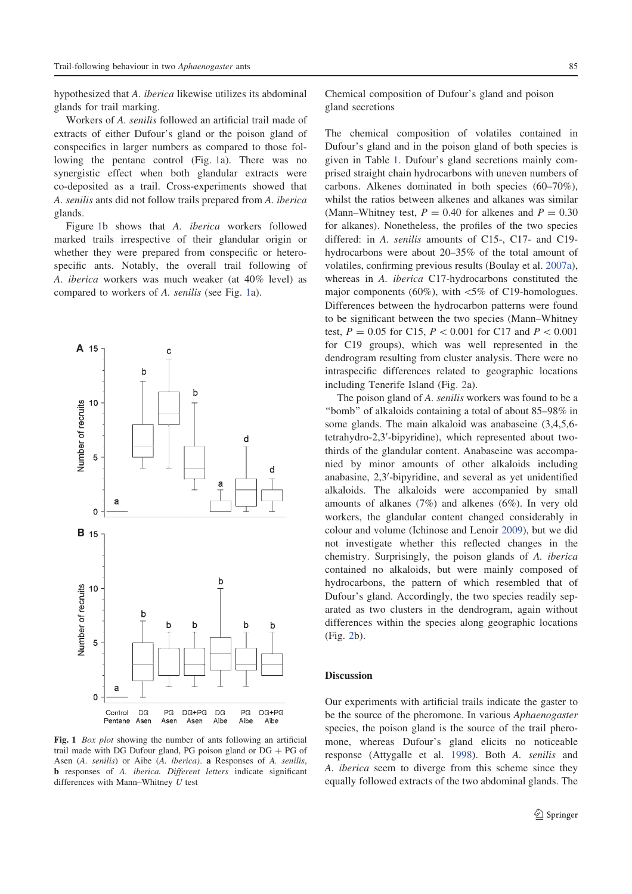hypothesized that *A. iberica* likewise utilizes its abdominal glands for trail marking.

Workers of *A. senilis* followed an artificial trail made of extracts of either Dufour's gland or the poison gland of conspecifics in larger numbers as compared to those following the pentane control (Fig. 1a). There was no synergistic effect when both glandular extracts were co-deposited as a trail. Cross-experiments showed that *A. senilis* ants did not follow trails prepared from *A. iberica* glands.

Figure 1b shows that *A. iberica* workers followed marked trails irrespective of their glandular origin or whether they were prepared from conspecific or heterospecific ants. Notably, the overall trail following of *A. iberica* workers was much weaker (at 40% level) as compared to workers of *A. senilis* (see Fig. 1a).

**Fig. 1** *Box plot* showing the number of ants following an artificial trail made with DG Dufour gland, PG poison gland or DG + PG of Asen (*A. senilis*) or Aibe (*A. iberica*). **a** Responses of *A. senilis*, **b** responses of *A. iberica*. *Different letters* indicate significant differences with Mann–Whitney *U* test

## Chemical composition of Dufour's gland and poison gland secretions

The chemical composition of volatiles contained in Dufour's gland and in the poison gland of both species is given in Table 1. Dufour's gland secretions mainly comprised straight chain hydrocarbons with uneven numbers of carbons. Alkenes dominated in both species (60–70%), whilst the ratios between alkenes and alkanes was similar (Mann–Whitney test, $P = 0.40$ for alkenes and $P = 0.30$ for alkanes). Nonetheless, the profiles of the two species differed: in *A. senilis* amounts of C15-, C17- and C19-hydrocarbons were about 20–35% of the total amount of volatiles, confirming previous results (Boulay et al. 2007a), whereas in *A. iberica* C17-hydrocarbons constituted the major components (60%), with <5% of C19-homologues. Differences between the hydrocarbon patterns were found to be significant between the two species (Mann–Whitney test, $P = 0.05$ for C15, $P < 0.001$ for C17 and $P < 0.001$ for C19 groups), which was well represented in the dendrogram resulting from cluster analysis. There were no intraspecific differences related to geographic locations including Tenerife Island (Fig. 2a).

The poison gland of *A. senilis* workers was found to be a "bomb" of alkaloids containing a total of about 85–98% in some glands. The main alkaloid was anabaseine (3,4,5,6-tetrahydro-2,3′-bipyridine), which represented about two-thirds of the glandular content. Anabaseine was accompanied by minor amounts of other alkaloids including anabasine, 2,3′-bipyridine, and several as yet unidentified alkaloids. The alkaloids were accompanied by small amounts of alkanes (7%) and alkenes (6%). In very old workers, the glandular content changed considerably in colour and volume (Ichinose and Lenoir 2009), but we did not investigate whether this reflected changes in the chemistry. Surprisingly, the poison glands of *A. iberica* contained no alkaloids, but were mainly composed of hydrocarbons, the pattern of which resembled that of Dufour's gland. Accordingly, the two species readily separated as two clusters in the dendrogram, again without differences within the species along geographic locations (Fig. 2b).

## Discussion

Our experiments with artificial trails indicate the gaster to be the source of the pheromone. In various *Aphaenogaster* species, the poison gland is the source of the trail pheromone, whereas Dufour's gland elicits no noticeable response (Attygalle et al. 1998). Both *A. senilis* and *A. iberica* seem to diverge from this scheme since they equally followed extracts of the two abdominal glands. The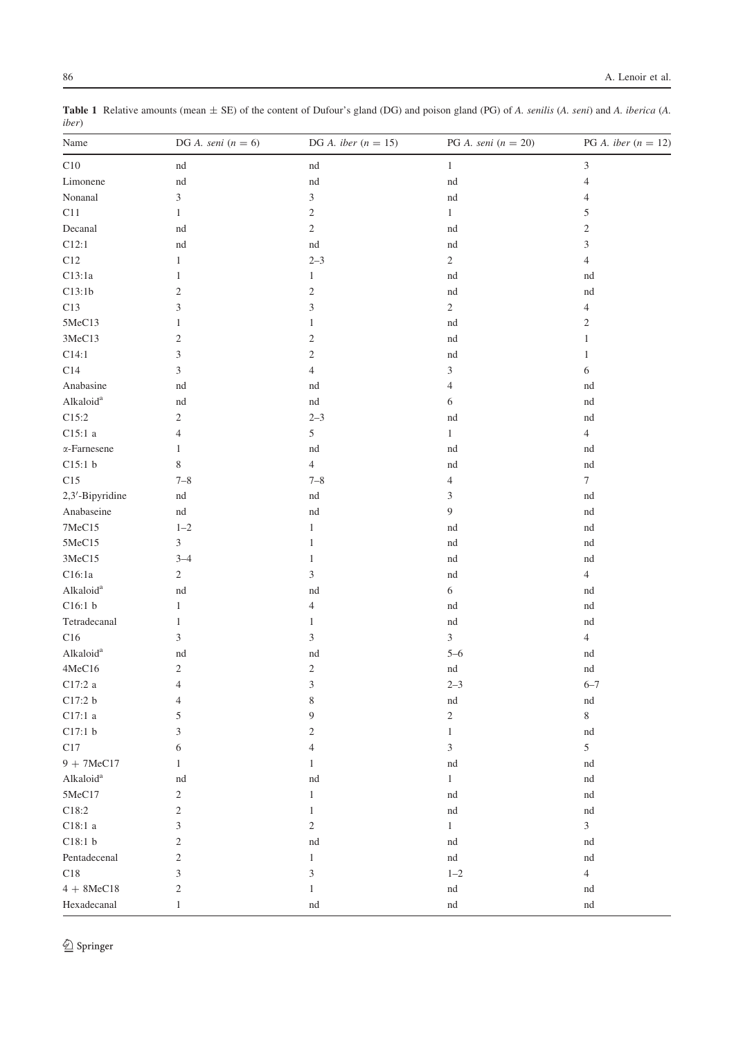**Table 1** Relative amounts (mean ± SE) of the content of Dufour's gland (DG) and poison gland (PG) of *A. senilis* (*A. seni*) and *A. iberica* (*A. iber*)

| Name | DG *A. seni* ($n = 6$) | DG *A. iber* ($n = 15$) | PG *A. seni* ($n = 20$) | PG *A. iber* ($n = 12$) |
|---|---|---|---|---|
| C10 | nd | nd | 1 | 3 |
| Limonene | nd | nd | nd | 4 |
| Nonanal | 3 | 3 | nd | 4 |
| C11 | 1 | 2 | 1 | 5 |
| Decanal | nd | 2 | nd | 2 |
| C12:1 | nd | nd | nd | 3 |
| C12 | 1 | 2–3 | 2 | 4 |
| C13:1a | 1 | 1 | nd | nd |
| C13:1b | 2 | 2 | nd | nd |
| C13 | 3 | 3 | 2 | 4 |
| 5MeC13 | 1 | 1 | nd | 2 |
| 3MeC13 | 2 | 2 | nd | 1 |
| C14:1 | 3 | 2 | nd | 1 |
| C14 | 3 | 4 | 3 | 6 |
| Anabasine | nd | nd | 4 | nd |
| Alkaloid[a] | nd | nd | 6 | nd |
| C15:2 | 2 | 2–3 | nd | nd |
| C15:1 a | 4 | 5 | 1 | 4 |
| α-Farnesene | 1 | nd | nd | nd |
| C15:1 b | 8 | 4 | nd | nd |
| C15 | 7–8 | 7–8 | 4 | 7 |
| 2,3′-Bipyridine | nd | nd | 3 | nd |
| Anabaseine | nd | nd | 9 | nd |
| 7MeC15 | 1–2 | 1 | nd | nd |
| 5MeC15 | 3 | 1 | nd | nd |
| 3MeC15 | 3–4 | 1 | nd | nd |
| C16:1a | 2 | 3 | nd | 4 |
| Alkaloid[a] | nd | nd | 6 | nd |
| C16:1 b | 1 | 4 | nd | nd |
| Tetradecanal | 1 | 1 | nd | nd |
| C16 | 3 | 3 | 3 | 4 |
| Alkaloid[a] | nd | nd | 5–6 | nd |
| 4MeC16 | 2 | 2 | nd | nd |
| C17:2 a | 4 | 3 | 2–3 | 6–7 |
| C17:2 b | 4 | 8 | nd | nd |
| C17:1 a | 5 | 9 | 2 | 8 |
| C17:1 b | 3 | 2 | 1 | nd |
| C17 | 6 | 4 | 3 | 5 |
| 9 + 7MeC17 | 1 | 1 | nd | nd |
| Alkaloid[a] | nd | nd | 1 | nd |
| 5MeC17 | 2 | 1 | nd | nd |
| C18:2 | 2 | 1 | nd | nd |
| C18:1 a | 3 | 2 | 1 | 3 |
| C18:1 b | 2 | nd | nd | nd |
| Pentadecenal | 2 | 1 | nd | nd |
| C18 | 3 | 3 | 1–2 | 4 |
| 4 + 8MeC18 | 2 | 1 | nd | nd |
| Hexadecanal | 1 | nd | nd | nd |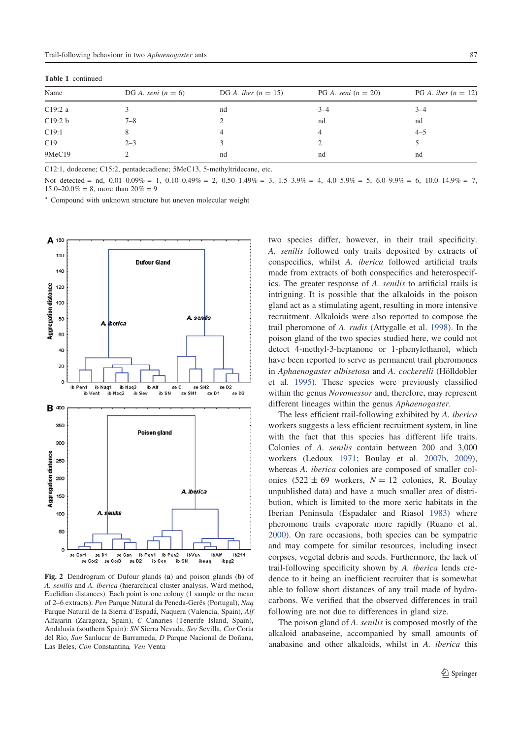**Table 1** continued

| Name | DG *A. seni* (*n* = 6) | DG *A. iber* (*n* = 15) | PG *A. seni* (*n* = 20) | PG *A. iber* (*n* = 12) |
|---|---|---|---|---|
| C19:2 a | 3 | nd | 3–4 | 3–4 |
| C19:2 b | 7–8 | 2 | nd | nd |
| C19:1 | 8 | 4 | 4 | 4–5 |
| C19 | 2–3 | 3 | 2 | 5 |
| 9MeC19 | 2 | nd | nd | nd |

C12:1, dodecene; C15:2, pentadecadiene; 5MeC13, 5-methyltridecane, etc.

Not detected = nd, 0.01–0.09% = 1, 0.10–0.49% = 2, 0.50–1.49% = 3, 1.5–3.9% = 4, 4.0–5.9% = 5, 6.0–9.9% = 6, 10.0–14.9% = 7, 15.0–20.0% = 8, more than 20% = 9

[a] Compound with unknown structure but uneven molecular weight

**Fig. 2** Dendrogram of Dufour glands (**a**) and poison glands (**b**) of *A. senilis* and *A. iberica* (hierarchical cluster analysis, Ward method, Euclidian distances). Each point is one colony (1 sample or the mean of 2–6 extracts). *Pen* Parque Natural da Peneda-Gerês (Portugal), *Naq* Parque Natural de la Sierra d'Espadá, Naquera (Valencia, Spain), *Alf* Alfajarin (Zaragoza, Spain), *C* Canaries (Tenerife Island, Spain), Andalusia (southern Spain): *SN* Sierra Nevada, *Sev* Sevilla, *Cor* Coria del Rio, *San* Sanlucar de Barrameda, *D* Parque Nacional de Doñana, Las Beles, *Con* Constantina, *Ven* Venta

two species differ, however, in their trail specificity. *A. senilis* followed only trails deposited by extracts of conspecifics, whilst *A. iberica* followed artificial trails made from extracts of both conspecifics and heterospecifics. The greater response of *A. senilis* to artificial trails is intriguing. It is possible that the alkaloids in the poison gland act as a stimulating agent, resulting in more intensive recruitment. Alkaloids were also reported to compose the trail pheromone of *A. rudis* (Attygalle et al. 1998). In the poison gland of the two species studied here, we could not detect 4-methyl-3-heptanone or 1-phenylethanol, which have been reported to serve as permanent trail pheromones in *Aphaenogaster albisetosa* and *A. cockerelli* (Hölldobler et al. 1995). These species were previously classified within the genus *Novomessor* and, therefore, may represent different lineages within the genus *Aphaenogaster*.

The less efficient trail-following exhibited by *A. iberica* workers suggests a less efficient recruitment system, in line with the fact that this species has different life traits. Colonies of *A. senilis* contain between 200 and 3,000 workers (Ledoux 1971; Boulay et al. 2007b, 2009), whereas *A. iberica* colonies are composed of smaller colonies (522 ± 69 workers, *N* = 12 colonies, R. Boulay unpublished data) and have a much smaller area of distribution, which is limited to the more xeric habitats in the Iberian Peninsula (Espadaler and Riasol 1983) where pheromone trails evaporate more rapidly (Ruano et al. 2000). On rare occasions, both species can be sympatric and may compete for similar resources, including insect corpses, vegetal debris and seeds. Furthermore, the lack of trail-following specificity shown by *A. iberica* lends credence to it being an inefficient recruiter that is somewhat able to follow short distances of any trail made of hydrocarbons. We verified that the observed differences in trail following are not due to differences in gland size.

The poison gland of *A. senilis* is composed mostly of the alkaloid anabaseine, accompanied by small amounts of anabasine and other alkaloids, whilst in *A. iberica* this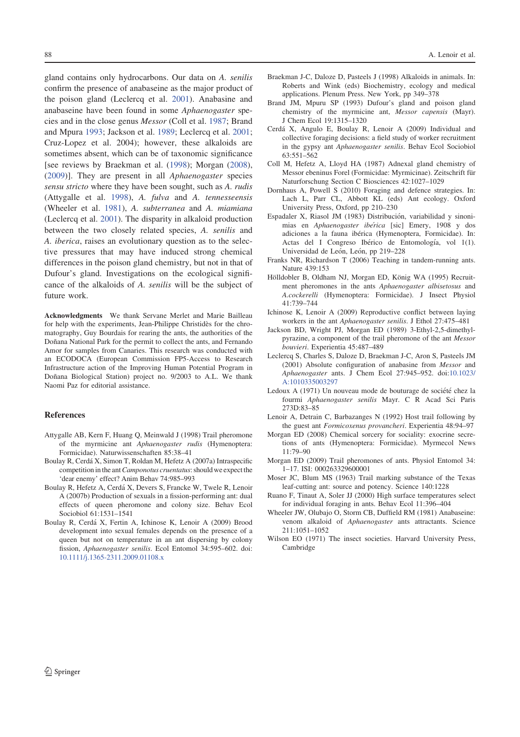gland contains only hydrocarbons. Our data on *A. senilis* confirm the presence of anabaseine as the major product of the poison gland (Leclercq et al. 2001). Anabasine and anabaseine have been found in some *Aphaenogaster* species and in the close genus *Messor* (Coll et al. 1987; Brand and Mpura 1993; Jackson et al. 1989; Leclercq et al. 2001; Cruz-Lopez et al. 2004); however, these alkaloids are sometimes absent, which can be of taxonomic significance [see reviews by Braekman et al. (1998); Morgan (2008), (2009)]. They are present in all *Aphaenogaster* species *sensu stricto* where they have been sought, such as *A. rudis* (Attygalle et al. 1998), *A. fulva* and *A. tennesseensis* (Wheeler et al. 1981), *A. subterranea* and *A. miamiana* (Leclercq et al. 2001). The disparity in alkaloid production between the two closely related species, *A. senilis* and *A. iberica*, raises an evolutionary question as to the selective pressures that may have induced strong chemical differences in the poison gland chemistry, but not in that of Dufour's gland. Investigations on the ecological significance of the alkaloids of *A. senilis* will be the subject of future work.

**Acknowledgments** We thank Servane Merlet and Marie Bailleau for help with the experiments, Jean-Philippe Christidès for the chromatography, Guy Bourdais for rearing the ants, the authorities of the Doñana National Park for the permit to collect the ants, and Fernando Amor for samples from Canaries. This research was conducted with an ECODOCA (European Commission FP5-Access to Research Infrastructure action of the Improving Human Potential Program in Doñana Biological Station) project no. 9/2003 to A.L. We thank Naomi Paz for editorial assistance.

## References

Attygalle AB, Kern F, Huang Q, Meinwald J (1998) Trail pheromone of the myrmicine ant *Aphaenogaster rudis* (Hymenoptera: Formicidae). Naturwissenschaften 85:38–41

Boulay R, Cerdá X, Simon T, Roldan M, Hefetz A (2007a) Intraspecific competition in the ant *Camponotus cruentatus*: should we expect the 'dear enemy' effect? Anim Behav 74:985–993

Boulay R, Hefetz A, Cerdá X, Devers S, Francke W, Twele R, Lenoir A (2007b) Production of sexuals in a fission-performing ant: dual effects of queen pheromone and colony size. Behav Ecol Sociobiol 61:1531–1541

Boulay R, Cerdá X, Fertin A, Ichinose K, Lenoir A (2009) Brood development into sexual females depends on the presence of a queen but not on temperature in an ant dispersing by colony fission, *Aphaenogaster senilis*. Ecol Entomol 34:595–602. doi:10.1111/j.1365-2311.2009.01108.x

Braekman J-C, Daloze D, Pasteels J (1998) Alkaloids in animals. In: Roberts and Wink (eds) Biochemistry, ecology and medical applications. Plenum Press. New York, pp 349–378

Brand JM, Mpuru SP (1993) Dufour's gland and poison gland chemistry of the myrmicine ant, *Messor capensis* (Mayr). J Chem Ecol 19:1315–1320

Cerdá X, Angulo E, Boulay R, Lenoir A (2009) Individual and collective foraging decisions: a field study of worker recruitment in the gypsy ant *Aphaenogaster senilis*. Behav Ecol Sociobiol 63:551–562

Coll M, Hefetz A, Lloyd HA (1987) Adnexal gland chemistry of Messor ebeninus Forel (Formicidae: Myrmicinae). Zeitschrift für Naturforschung Section C Biosciences 42:1027–1029

Dornhaus A, Powell S (2010) Foraging and defence strategies. In: Lach L, Parr CL, Abbott KL (eds) Ant ecology. Oxford University Press, Oxford, pp 210–230

Espadaler X, Riasol JM (1983) Distribución, variabilidad y sinonimias en *Aphaenogaster ibérica* [sic] Emery, 1908 y dos adiciones a la fauna ibérica (Hymenoptera, Formicidae). In: Actas del I Congreso Ibérico de Entomología, vol 1(1). Universidad de León, León, pp 219–228

Franks NR, Richardson T (2006) Teaching in tandem-running ants. Nature 439:153

Hölldobler B, Oldham NJ, Morgan ED, König WA (1995) Recruitment pheromones in the ants *Aphaenogaster albisetosus* and *A.cockerelli* (Hymenoptera: Formicidae). J Insect Physiol 41:739–744

Ichinose K, Lenoir A (2009) Reproductive conflict between laying workers in the ant *Aphaenogaster senilis*. J Ethol 27:475–481

Jackson BD, Wright PJ, Morgan ED (1989) 3-Ethyl-2,5-dimethylpyrazine, a component of the trail pheromone of the ant *Messor bouvieri*. Experientia 45:487–489

Leclercq S, Charles S, Daloze D, Braekman J-C, Aron S, Pasteels JM (2001) Absolute configuration of anabasine from *Messor* and *Aphaenogaster* ants. J Chem Ecol 27:945–952. doi:10.1023/A:1010335003297

Ledoux A (1971) Un nouveau mode de bouturage de société chez la fourmi *Aphaenogaster senilis* Mayr. C R Acad Sci Paris 273D:83–85

Lenoir A, Detrain C, Barbazanges N (1992) Host trail following by the guest ant *Formicoxenus provancheri*. Experientia 48:94–97

Morgan ED (2008) Chemical sorcery for sociality: exocrine secretions of ants (Hymenoptera: Formicidae). Myrmecol News 11:79–90

Morgan ED (2009) Trail pheromones of ants. Physiol Entomol 34: 1–17. ISI: 000263329600001

Moser JC, Blum MS (1963) Trail marking substance of the Texas leaf-cutting ant: source and potency. Science 140:1228

Ruano F, Tinaut A, Soler JJ (2000) High surface temperatures select for individual foraging in ants. Behav Ecol 11:396–404

Wheeler JW, Olubajo O, Storm CB, Duffield RM (1981) Anabaseine: venom alkaloid of *Aphaenogaster* ants attractants. Science 211:1051–1052

Wilson EO (1971) The insect societies. Harvard University Press, Cambridge